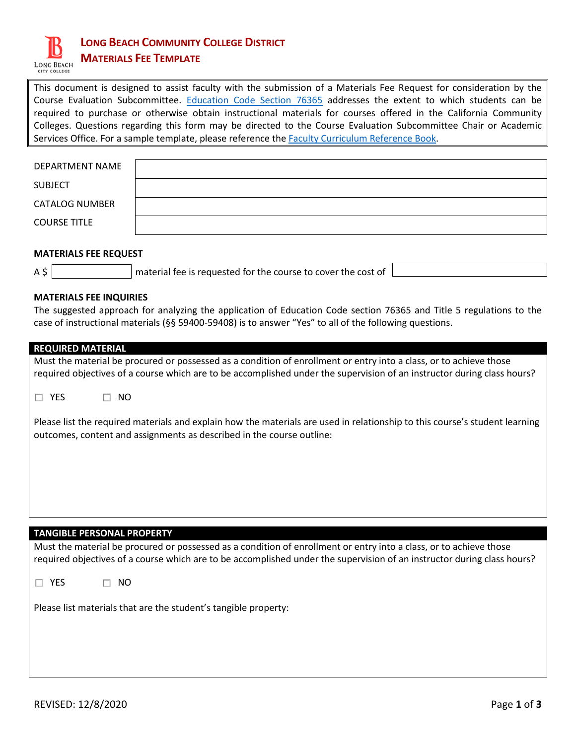# LONG BEACH COMMUNITY COLLEGE DISTRICT
## MATERIALS FEE TEMPLATE

This document is designed to assist faculty with the submission of a Materials Fee Request for consideration by the Course Evaluation Subcommittee. [Education Code Section 76365] addresses the extent to which students can be required to purchase or otherwise obtain instructional materials for courses offered in the California Community Colleges. Questions regarding this form may be directed to the Course Evaluation Subcommittee Chair or Academic Services Office. For a sample template, please reference the [Faculty Curriculum Reference Book].

| | |
|---|---|
| DEPARTMENT NAME | |
| SUBJECT | |
| CATALOG NUMBER | |
| COURSE TITLE | |

**MATERIALS FEE REQUEST**

A $ __________ material fee is requested for the course to cover the cost of __________

**MATERIALS FEE INQUIRIES**

The suggested approach for analyzing the application of Education Code section 76365 and Title 5 regulations to the case of instructional materials (§§ 59400-59408) is to answer "Yes" to all of the following questions.

**REQUIRED MATERIAL**

Must the material be procured or possessed as a condition of enrollment or entry into a class, or to achieve those required objectives of a course which are to be accomplished under the supervision of an instructor during class hours?

☐ YES ☐ NO

Please list the required materials and explain how the materials are used in relationship to this course's student learning outcomes, content and assignments as described in the course outline:

**TANGIBLE PERSONAL PROPERTY**

Must the material be procured or possessed as a condition of enrollment or entry into a class, or to achieve those required objectives of a course which are to be accomplished under the supervision of an instructor during class hours?

☐ YES ☐ NO

Please list materials that are the student's tangible property:

REVISED: 12/8/2020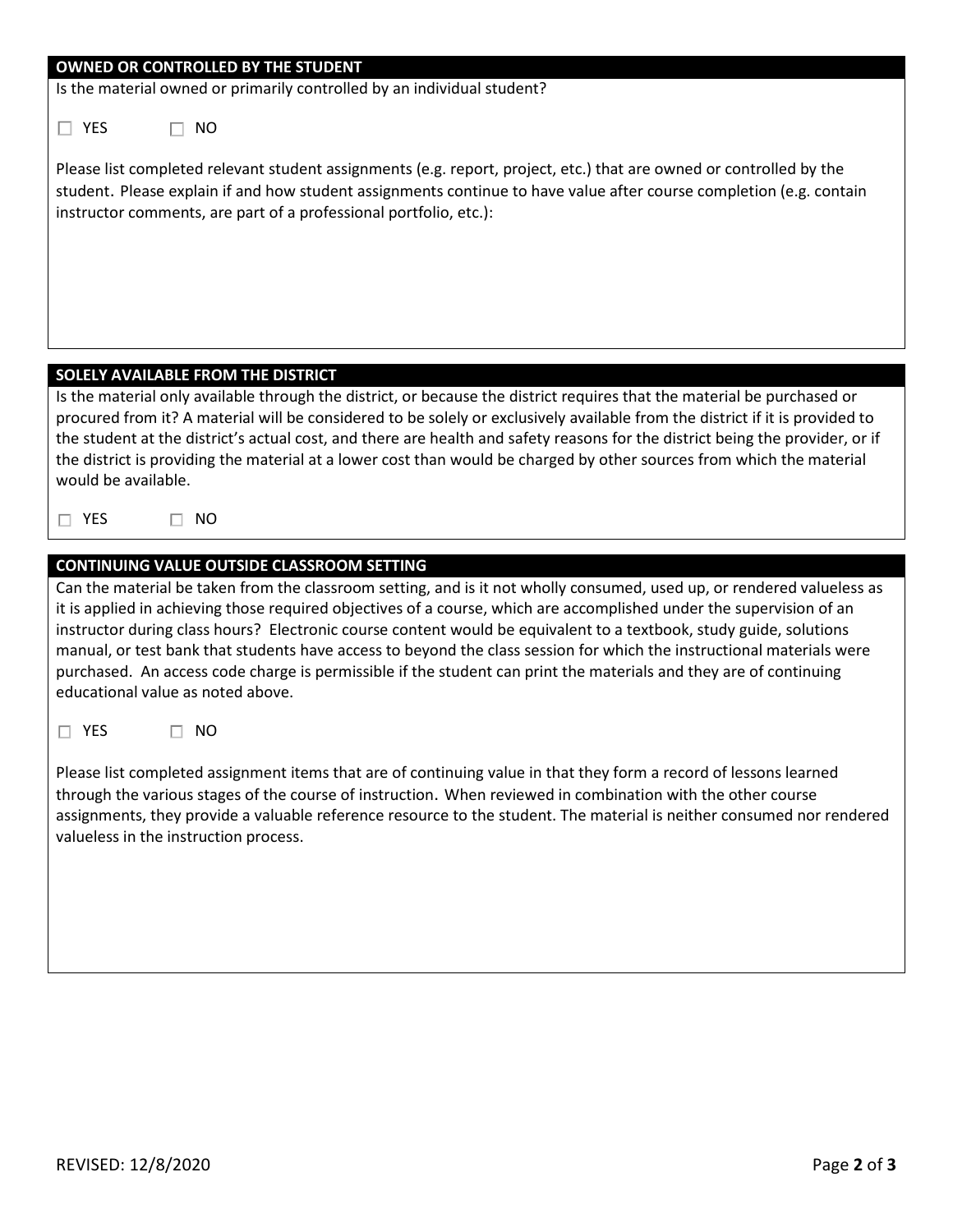## OWNED OR CONTROLLED BY THE STUDENT

Is the material owned or primarily controlled by an individual student?

☐ YES ☐ NO

Please list completed relevant student assignments (e.g. report, project, etc.) that are owned or controlled by the student. Please explain if and how student assignments continue to have value after course completion (e.g. contain instructor comments, are part of a professional portfolio, etc.):

## SOLELY AVAILABLE FROM THE DISTRICT

Is the material only available through the district, or because the district requires that the material be purchased or procured from it? A material will be considered to be solely or exclusively available from the district if it is provided to the student at the district's actual cost, and there are health and safety reasons for the district being the provider, or if the district is providing the material at a lower cost than would be charged by other sources from which the material would be available.

☐ YES ☐ NO

## CONTINUING VALUE OUTSIDE CLASSROOM SETTING

Can the material be taken from the classroom setting, and is it not wholly consumed, used up, or rendered valueless as it is applied in achieving those required objectives of a course, which are accomplished under the supervision of an instructor during class hours? Electronic course content would be equivalent to a textbook, study guide, solutions manual, or test bank that students have access to beyond the class session for which the instructional materials were purchased. An access code charge is permissible if the student can print the materials and they are of continuing educational value as noted above.

☐ YES ☐ NO

Please list completed assignment items that are of continuing value in that they form a record of lessons learned through the various stages of the course of instruction. When reviewed in combination with the other course assignments, they provide a valuable reference resource to the student. The material is neither consumed nor rendered valueless in the instruction process.

REVISED: 12/8/2020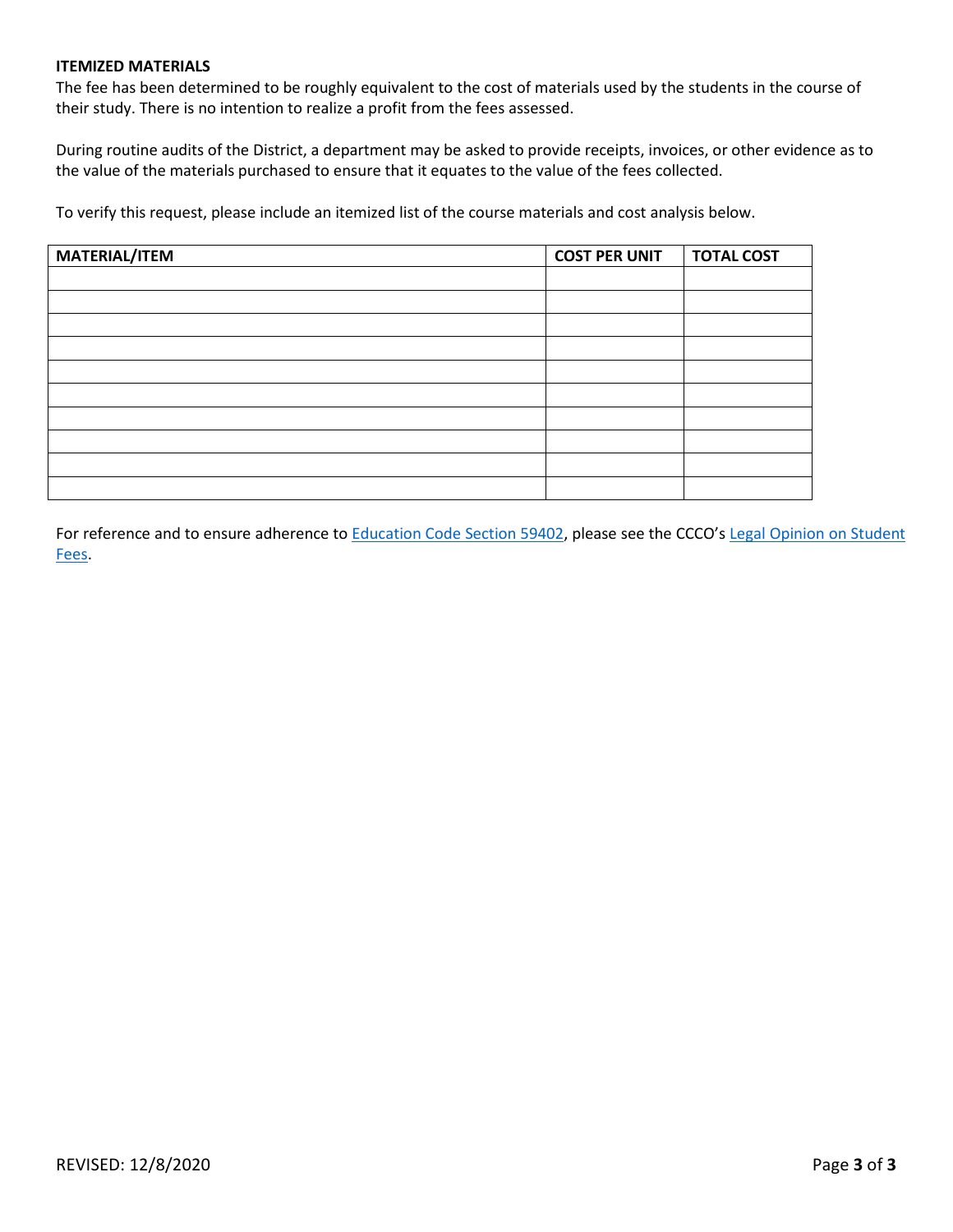**ITEMIZED MATERIALS**

The fee has been determined to be roughly equivalent to the cost of materials used by the students in the course of their study. There is no intention to realize a profit from the fees assessed.

During routine audits of the District, a department may be asked to provide receipts, invoices, or other evidence as to the value of the materials purchased to ensure that it equates to the value of the fees collected.

To verify this request, please include an itemized list of the course materials and cost analysis below.

| MATERIAL/ITEM | COST PER UNIT | TOTAL COST |
|---|---|---|
| | | |
| | | |
| | | |
| | | |
| | | |
| | | |
| | | |
| | | |
| | | |
| | | |

For reference and to ensure adherence to Education Code Section 59402, please see the CCCO's Legal Opinion on Student Fees.

REVISED: 12/8/2020